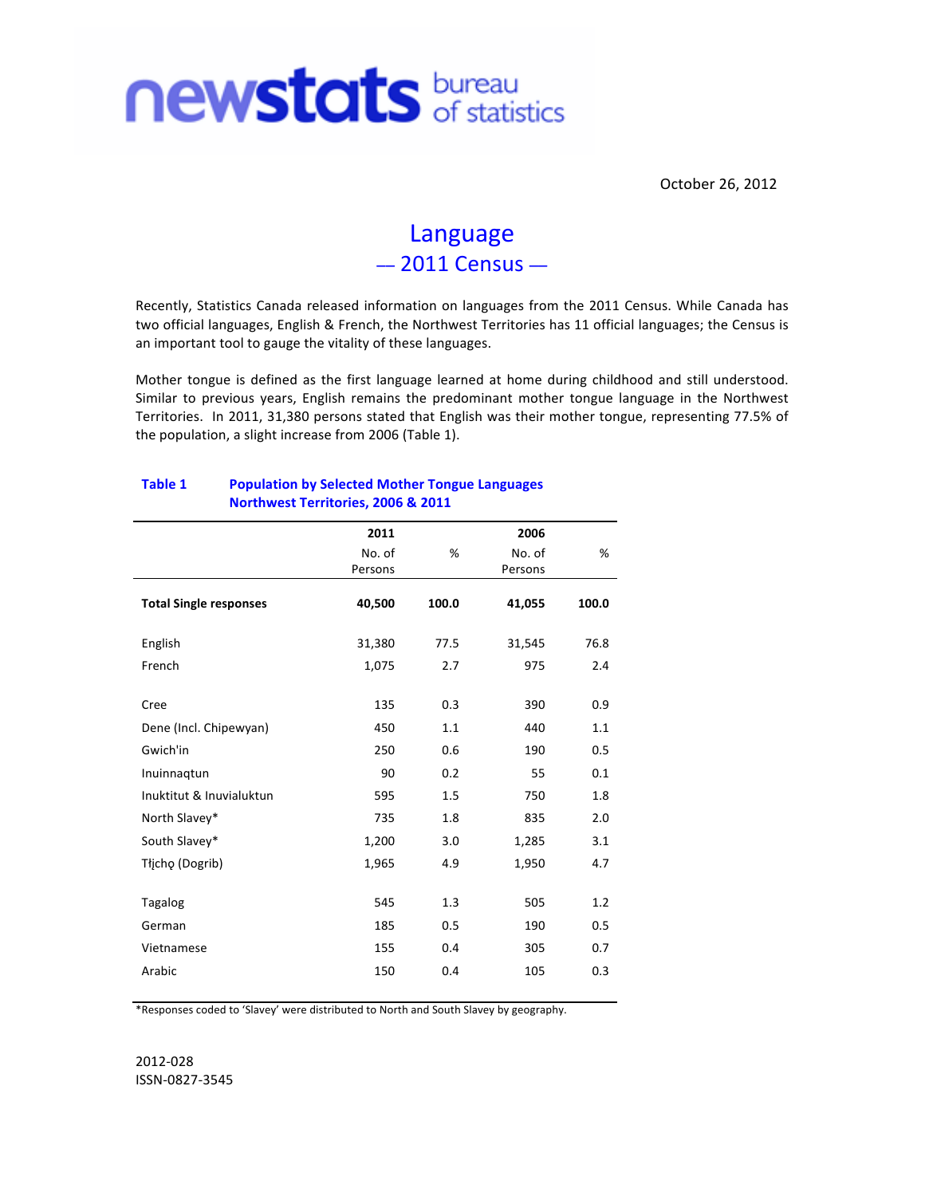newstats bureau of statistics

October 26, 2012

# Language
## — 2011 Census —

Recently, Statistics Canada released information on languages from the 2011 Census. While Canada has two official languages, English & French, the Northwest Territories has 11 official languages; the Census is an important tool to gauge the vitality of these languages.

Mother tongue is defined as the first language learned at home during childhood and still understood. Similar to previous years, English remains the predominant mother tongue language in the Northwest Territories. In 2011, 31,380 persons stated that English was their mother tongue, representing 77.5% of the population, a slight increase from 2006 (Table 1).

**Table 1 Population by Selected Mother Tongue Languages Northwest Territories, 2006 & 2011**

| | 2011 | | 2006 | |
|---|---|---|---|---|
| | No. of Persons | % | No. of Persons | % |
| **Total Single responses** | **40,500** | **100.0** | **41,055** | **100.0** |
| English | 31,380 | 77.5 | 31,545 | 76.8 |
| French | 1,075 | 2.7 | 975 | 2.4 |
| Cree | 135 | 0.3 | 390 | 0.9 |
| Dene (Incl. Chipewyan) | 450 | 1.1 | 440 | 1.1 |
| Gwich'in | 250 | 0.6 | 190 | 0.5 |
| Inuinnaqtun | 90 | 0.2 | 55 | 0.1 |
| Inuktitut & Inuvialuktun | 595 | 1.5 | 750 | 1.8 |
| North Slavey* | 735 | 1.8 | 835 | 2.0 |
| South Slavey* | 1,200 | 3.0 | 1,285 | 3.1 |
| Tłįchǫ (Dogrib) | 1,965 | 4.9 | 1,950 | 4.7 |
| Tagalog | 545 | 1.3 | 505 | 1.2 |
| German | 185 | 0.5 | 190 | 0.5 |
| Vietnamese | 155 | 0.4 | 305 | 0.7 |
| Arabic | 150 | 0.4 | 105 | 0.3 |

*Responses coded to 'Slavey' were distributed to North and South Slavey by geography.

2012-028
ISSN-0827-3545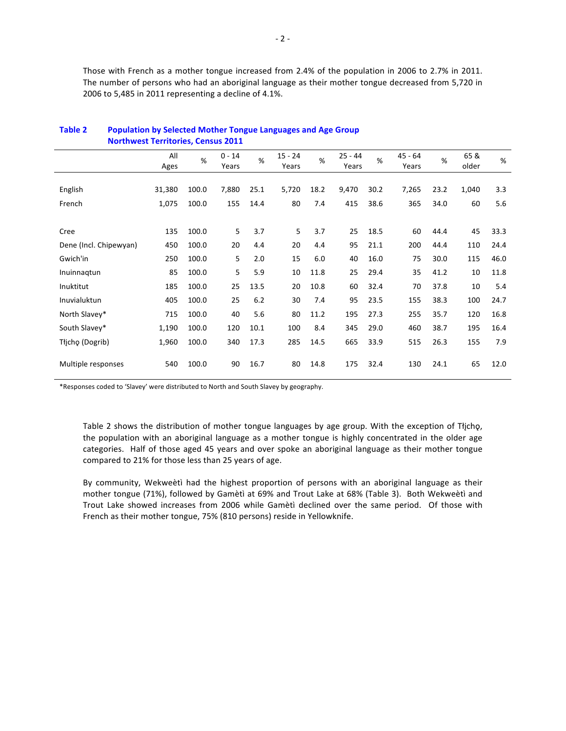Those with French as a mother tongue increased from 2.4% of the population in 2006 to 2.7% in 2011. The number of persons who had an aboriginal language as their mother tongue decreased from 5,720 in 2006 to 5,485 in 2011 representing a decline of 4.1%.

**Table 2 Population by Selected Mother Tongue Languages and Age Group Northwest Territories, Census 2011**

| | All Ages | % | 0 - 14 Years | % | 15 - 24 Years | % | 25 - 44 Years | % | 45 - 64 Years | % | 65 & older | % |
|---|---|---|---|---|---|---|---|---|---|---|---|---|
| English | 31,380 | 100.0 | 7,880 | 25.1 | 5,720 | 18.2 | 9,470 | 30.2 | 7,265 | 23.2 | 1,040 | 3.3 |
| French | 1,075 | 100.0 | 155 | 14.4 | 80 | 7.4 | 415 | 38.6 | 365 | 34.0 | 60 | 5.6 |
| Cree | 135 | 100.0 | 5 | 3.7 | 5 | 3.7 | 25 | 18.5 | 60 | 44.4 | 45 | 33.3 |
| Dene (Incl. Chipewyan) | 450 | 100.0 | 20 | 4.4 | 20 | 4.4 | 95 | 21.1 | 200 | 44.4 | 110 | 24.4 |
| Gwich'in | 250 | 100.0 | 5 | 2.0 | 15 | 6.0 | 40 | 16.0 | 75 | 30.0 | 115 | 46.0 |
| Inuinnaqtun | 85 | 100.0 | 5 | 5.9 | 10 | 11.8 | 25 | 29.4 | 35 | 41.2 | 10 | 11.8 |
| Inuktitut | 185 | 100.0 | 25 | 13.5 | 20 | 10.8 | 60 | 32.4 | 70 | 37.8 | 10 | 5.4 |
| Inuvialuktun | 405 | 100.0 | 25 | 6.2 | 30 | 7.4 | 95 | 23.5 | 155 | 38.3 | 100 | 24.7 |
| North Slavey* | 715 | 100.0 | 40 | 5.6 | 80 | 11.2 | 195 | 27.3 | 255 | 35.7 | 120 | 16.8 |
| South Slavey* | 1,190 | 100.0 | 120 | 10.1 | 100 | 8.4 | 345 | 29.0 | 460 | 38.7 | 195 | 16.4 |
| Tłįchǫ (Dogrib) | 1,960 | 100.0 | 340 | 17.3 | 285 | 14.5 | 665 | 33.9 | 515 | 26.3 | 155 | 7.9 |
| Multiple responses | 540 | 100.0 | 90 | 16.7 | 80 | 14.8 | 175 | 32.4 | 130 | 24.1 | 65 | 12.0 |

*Responses coded to 'Slavey' were distributed to North and South Slavey by geography.

Table 2 shows the distribution of mother tongue languages by age group. With the exception of Tłįchǫ, the population with an aboriginal language as a mother tongue is highly concentrated in the older age categories. Half of those aged 45 years and over spoke an aboriginal language as their mother tongue compared to 21% for those less than 25 years of age.

By community, Wekweètì had the highest proportion of persons with an aboriginal language as their mother tongue (71%), followed by Gamètì at 69% and Trout Lake at 68% (Table 3). Both Wekweètì and Trout Lake showed increases from 2006 while Gamètì declined over the same period. Of those with French as their mother tongue, 75% (810 persons) reside in Yellowknife.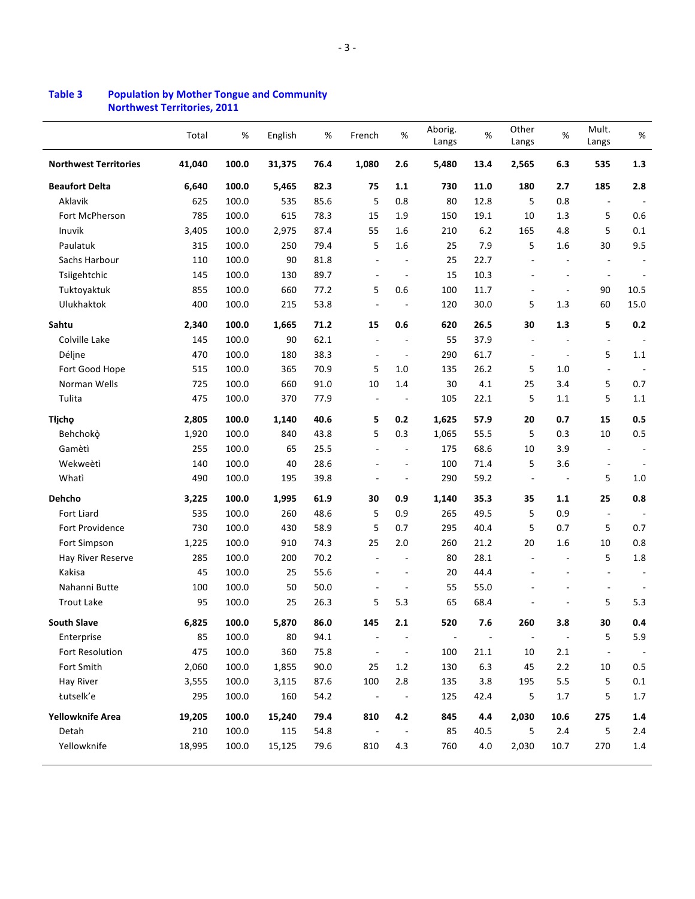**Table 3 Population by Mother Tongue and Community**
**Northwest Territories, 2011**

| | Total | % | English | % | French | % | Aborig. Langs | % | Other Langs | % | Mult. Langs | % |
|---|---|---|---|---|---|---|---|---|---|---|---|---|
| **Northwest Territories** | **41,040** | **100.0** | **31,375** | **76.4** | **1,080** | **2.6** | **5,480** | **13.4** | **2,565** | **6.3** | **535** | **1.3** |
| **Beaufort Delta** | **6,640** | **100.0** | **5,465** | **82.3** | **75** | **1.1** | **730** | **11.0** | **180** | **2.7** | **185** | **2.8** |
| Aklavik | 625 | 100.0 | 535 | 85.6 | 5 | 0.8 | 80 | 12.8 | 5 | 0.8 | - | - |
| Fort McPherson | 785 | 100.0 | 615 | 78.3 | 15 | 1.9 | 150 | 19.1 | 10 | 1.3 | 5 | 0.6 |
| Inuvik | 3,405 | 100.0 | 2,975 | 87.4 | 55 | 1.6 | 210 | 6.2 | 165 | 4.8 | 5 | 0.1 |
| Paulatuk | 315 | 100.0 | 250 | 79.4 | 5 | 1.6 | 25 | 7.9 | 5 | 1.6 | 30 | 9.5 |
| Sachs Harbour | 110 | 100.0 | 90 | 81.8 | - | - | 25 | 22.7 | - | - | - | - |
| Tsiigehtchic | 145 | 100.0 | 130 | 89.7 | - | - | 15 | 10.3 | - | - | - | - |
| Tuktoyaktuk | 855 | 100.0 | 660 | 77.2 | 5 | 0.6 | 100 | 11.7 | - | - | 90 | 10.5 |
| Ulukhaktok | 400 | 100.0 | 215 | 53.8 | - | - | 120 | 30.0 | 5 | 1.3 | 60 | 15.0 |
| **Sahtu** | **2,340** | **100.0** | **1,665** | **71.2** | **15** | **0.6** | **620** | **26.5** | **30** | **1.3** | **5** | **0.2** |
| Colville Lake | 145 | 100.0 | 90 | 62.1 | - | - | 55 | 37.9 | - | - | - | - |
| Délįne | 470 | 100.0 | 180 | 38.3 | - | - | 290 | 61.7 | - | - | 5 | 1.1 |
| Fort Good Hope | 515 | 100.0 | 365 | 70.9 | 5 | 1.0 | 135 | 26.2 | 5 | 1.0 | - | - |
| Norman Wells | 725 | 100.0 | 660 | 91.0 | 10 | 1.4 | 30 | 4.1 | 25 | 3.4 | 5 | 0.7 |
| Tulita | 475 | 100.0 | 370 | 77.9 | - | - | 105 | 22.1 | 5 | 1.1 | 5 | 1.1 |
| **Tłįchę** | **2,805** | **100.0** | **1,140** | **40.6** | **5** | **0.2** | **1,625** | **57.9** | **20** | **0.7** | **15** | **0.5** |
| Behchokǫ̀ | 1,920 | 100.0 | 840 | 43.8 | 5 | 0.3 | 1,065 | 55.5 | 5 | 0.3 | 10 | 0.5 |
| Gamètì | 255 | 100.0 | 65 | 25.5 | - | - | 175 | 68.6 | 10 | 3.9 | - | - |
| Wekweètì | 140 | 100.0 | 40 | 28.6 | - | - | 100 | 71.4 | 5 | 3.6 | - | - |
| Whatì | 490 | 100.0 | 195 | 39.8 | - | - | 290 | 59.2 | - | - | 5 | 1.0 |
| **Dehcho** | **3,225** | **100.0** | **1,995** | **61.9** | **30** | **0.9** | **1,140** | **35.3** | **35** | **1.1** | **25** | **0.8** |
| Fort Liard | 535 | 100.0 | 260 | 48.6 | 5 | 0.9 | 265 | 49.5 | 5 | 0.9 | - | - |
| Fort Providence | 730 | 100.0 | 430 | 58.9 | 5 | 0.7 | 295 | 40.4 | 5 | 0.7 | 5 | 0.7 |
| Fort Simpson | 1,225 | 100.0 | 910 | 74.3 | 25 | 2.0 | 260 | 21.2 | 20 | 1.6 | 10 | 0.8 |
| Hay River Reserve | 285 | 100.0 | 200 | 70.2 | - | - | 80 | 28.1 | - | - | 5 | 1.8 |
| Kakisa | 45 | 100.0 | 25 | 55.6 | - | - | 20 | 44.4 | - | - | - | - |
| Nahanni Butte | 100 | 100.0 | 50 | 50.0 | - | - | 55 | 55.0 | - | - | - | - |
| Trout Lake | 95 | 100.0 | 25 | 26.3 | 5 | 5.3 | 65 | 68.4 | - | - | 5 | 5.3 |
| **South Slave** | **6,825** | **100.0** | **5,870** | **86.0** | **145** | **2.1** | **520** | **7.6** | **260** | **3.8** | **30** | **0.4** |
| Enterprise | 85 | 100.0 | 80 | 94.1 | - | - | - | - | - | - | 5 | 5.9 |
| Fort Resolution | 475 | 100.0 | 360 | 75.8 | - | - | 100 | 21.1 | 10 | 2.1 | - | - |
| Fort Smith | 2,060 | 100.0 | 1,855 | 90.0 | 25 | 1.2 | 130 | 6.3 | 45 | 2.2 | 10 | 0.5 |
| Hay River | 3,555 | 100.0 | 3,115 | 87.6 | 100 | 2.8 | 135 | 3.8 | 195 | 5.5 | 5 | 0.1 |
| Łutselk'e | 295 | 100.0 | 160 | 54.2 | - | - | 125 | 42.4 | 5 | 1.7 | 5 | 1.7 |
| **Yellowknife Area** | **19,205** | **100.0** | **15,240** | **79.4** | **810** | **4.2** | **845** | **4.4** | **2,030** | **10.6** | **275** | **1.4** |
| Detah | 210 | 100.0 | 115 | 54.8 | - | - | 85 | 40.5 | 5 | 2.4 | 5 | 2.4 |
| Yellowknife | 18,995 | 100.0 | 15,125 | 79.6 | 810 | 4.3 | 760 | 4.0 | 2,030 | 10.7 | 270 | 1.4 |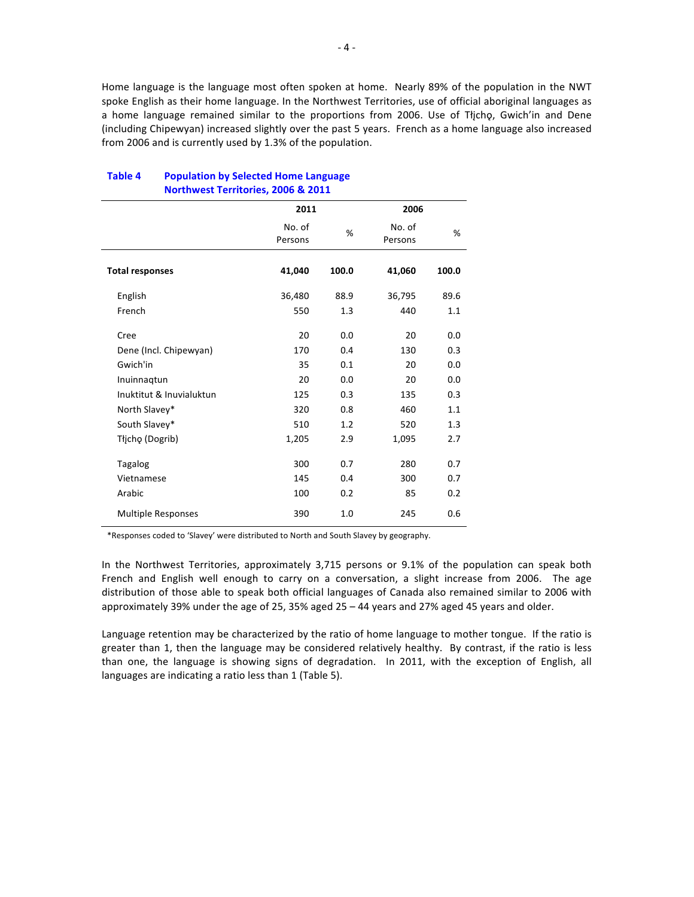Home language is the language most often spoken at home. Nearly 89% of the population in the NWT spoke English as their home language. In the Northwest Territories, use of official aboriginal languages as a home language remained similar to the proportions from 2006. Use of Tłįchǫ, Gwich'in and Dene (including Chipewyan) increased slightly over the past 5 years. French as a home language also increased from 2006 and is currently used by 1.3% of the population.

**Table 4 Population by Selected Home Language**
**Northwest Territories, 2006 & 2011**

| | 2011 | | 2006 | |
|---|---|---|---|---|
| | No. of Persons | % | No. of Persons | % |
| **Total responses** | **41,040** | **100.0** | **41,060** | **100.0** |
| English | 36,480 | 88.9 | 36,795 | 89.6 |
| French | 550 | 1.3 | 440 | 1.1 |
| Cree | 20 | 0.0 | 20 | 0.0 |
| Dene (Incl. Chipewyan) | 170 | 0.4 | 130 | 0.3 |
| Gwich'in | 35 | 0.1 | 20 | 0.0 |
| Inuinnaqtun | 20 | 0.0 | 20 | 0.0 |
| Inuktitut & Inuvialuktun | 125 | 0.3 | 135 | 0.3 |
| North Slavey* | 320 | 0.8 | 460 | 1.1 |
| South Slavey* | 510 | 1.2 | 520 | 1.3 |
| Tłįchǫ (Dogrib) | 1,205 | 2.9 | 1,095 | 2.7 |
| Tagalog | 300 | 0.7 | 280 | 0.7 |
| Vietnamese | 145 | 0.4 | 300 | 0.7 |
| Arabic | 100 | 0.2 | 85 | 0.2 |
| Multiple Responses | 390 | 1.0 | 245 | 0.6 |

*Responses coded to 'Slavey' were distributed to North and South Slavey by geography.

In the Northwest Territories, approximately 3,715 persons or 9.1% of the population can speak both French and English well enough to carry on a conversation, a slight increase from 2006. The age distribution of those able to speak both official languages of Canada also remained similar to 2006 with approximately 39% under the age of 25, 35% aged 25 – 44 years and 27% aged 45 years and older.

Language retention may be characterized by the ratio of home language to mother tongue. If the ratio is greater than 1, then the language may be considered relatively healthy. By contrast, if the ratio is less than one, the language is showing signs of degradation. In 2011, with the exception of English, all languages are indicating a ratio less than 1 (Table 5).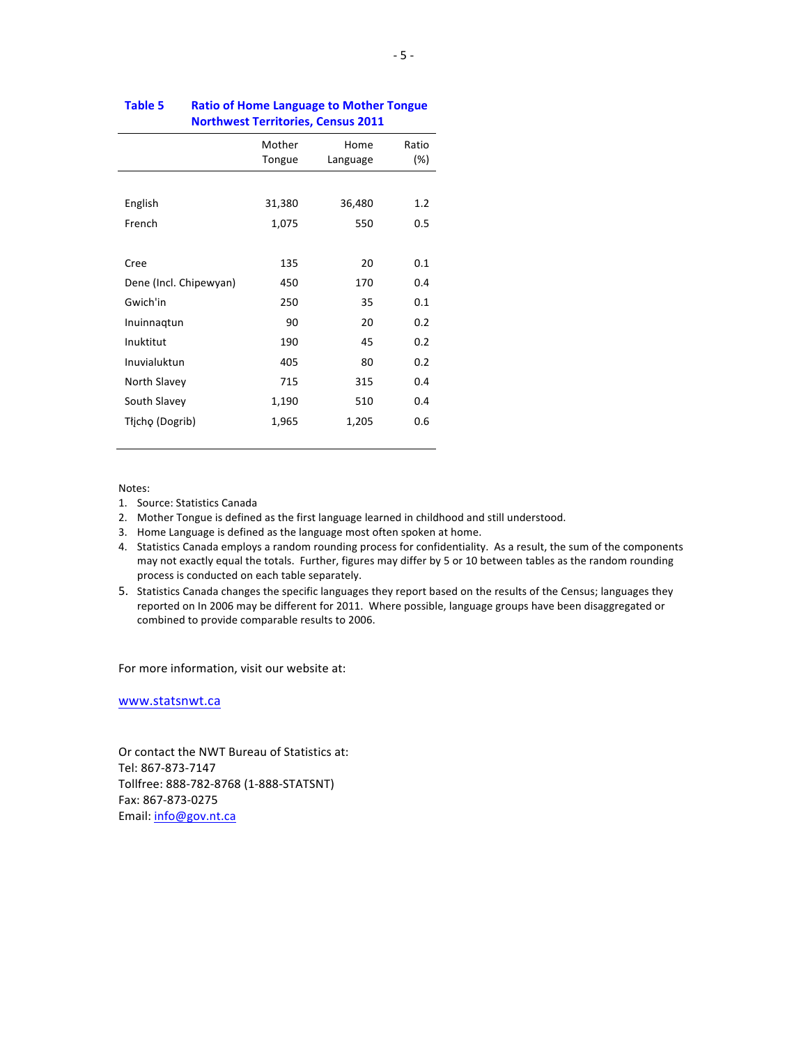**Table 5 Ratio of Home Language to Mother Tongue Northwest Territories, Census 2011**

| | Mother Tongue | Home Language | Ratio (%) |
|---|---|---|---|
| English | 31,380 | 36,480 | 1.2 |
| French | 1,075 | 550 | 0.5 |
| Cree | 135 | 20 | 0.1 |
| Dene (Incl. Chipewyan) | 450 | 170 | 0.4 |
| Gwich'in | 250 | 35 | 0.1 |
| Inuinnaqtun | 90 | 20 | 0.2 |
| Inuktitut | 190 | 45 | 0.2 |
| Inuvialuktun | 405 | 80 | 0.2 |
| North Slavey | 715 | 315 | 0.4 |
| South Slavey | 1,190 | 510 | 0.4 |
| Tłįchǫ (Dogrib) | 1,965 | 1,205 | 0.6 |

Notes:

1. Source: Statistics Canada
2. Mother Tongue is defined as the first language learned in childhood and still understood.
3. Home Language is defined as the language most often spoken at home.
4. Statistics Canada employs a random rounding process for confidentiality. As a result, the sum of the components may not exactly equal the totals. Further, figures may differ by 5 or 10 between tables as the random rounding process is conducted on each table separately.
5. Statistics Canada changes the specific languages they report based on the results of the Census; languages they reported on In 2006 may be different for 2011. Where possible, language groups have been disaggregated or combined to provide comparable results to 2006.

For more information, visit our website at:

www.statsnwt.ca

Or contact the NWT Bureau of Statistics at:
Tel: 867-873-7147
Tollfree: 888-782-8768 (1-888-STATSNT)
Fax: 867-873-0275
Email: info@gov.nt.ca